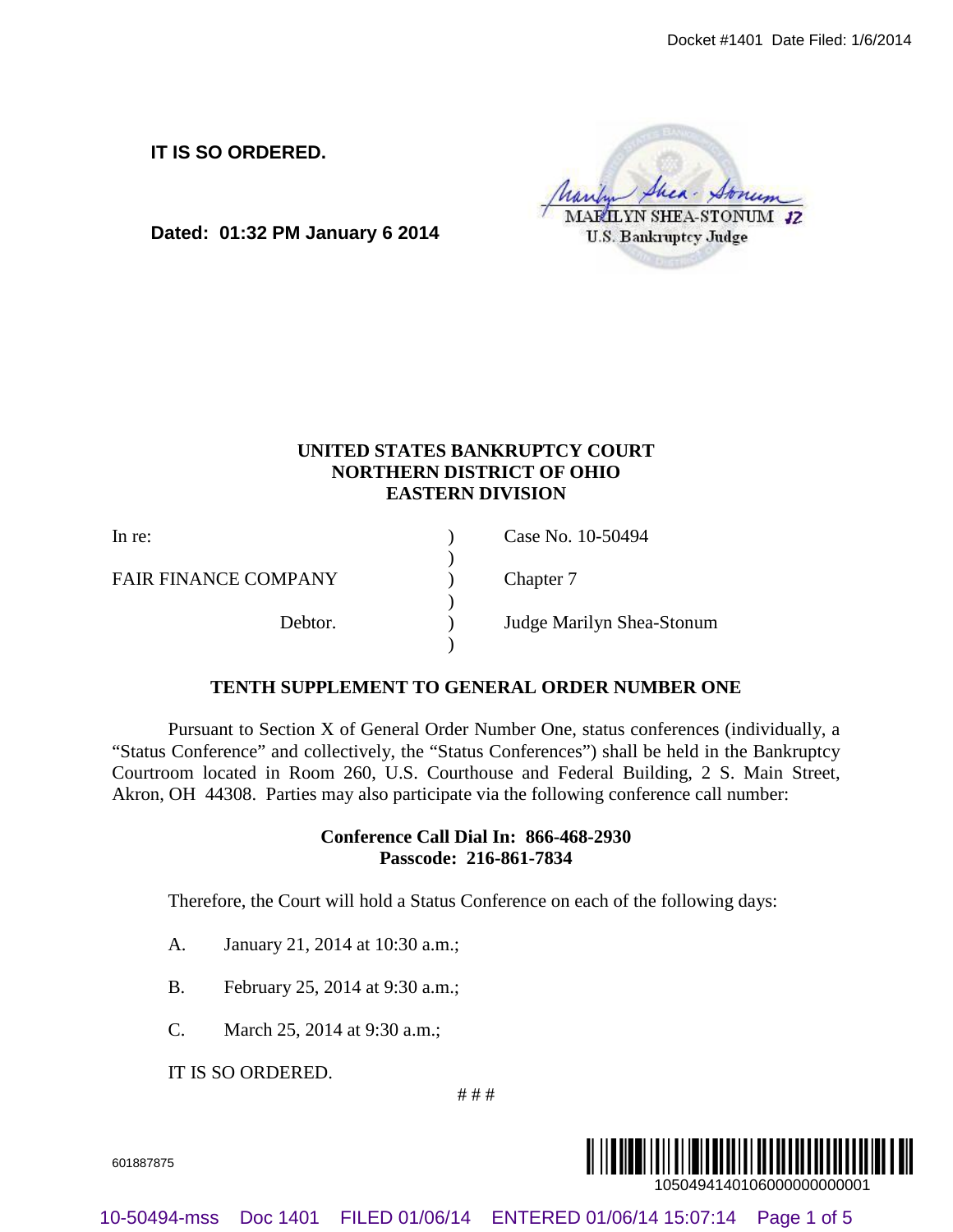IT IS SO ORDERED.

Dated: 01:32 PM January 6 2014

MARILYN SHEA-STONUM
U.S. Bankruptcy Judge

**UNITED STATES BANKRUPTCY COURT**
**NORTHERN DISTRICT OF OHIO**
**EASTERN DIVISION**

| | | |
|---|---|---|
| In re: | ) | Case No. 10-50494 |
| | ) | |
| FAIR FINANCE COMPANY | ) | Chapter 7 |
| | ) | |
| Debtor. | ) | Judge Marilyn Shea-Stonum |
| | ) | |

**TENTH SUPPLEMENT TO GENERAL ORDER NUMBER ONE**

Pursuant to Section X of General Order Number One, status conferences (individually, a "Status Conference" and collectively, the "Status Conferences") shall be held in the Bankruptcy Courtroom located in Room 260, U.S. Courthouse and Federal Building, 2 S. Main Street, Akron, OH 44308. Parties may also participate via the following conference call number:

**Conference Call Dial In: 866-468-2930**
**Passcode: 216-861-7834**

Therefore, the Court will hold a Status Conference on each of the following days:

A. January 21, 2014 at 10:30 a.m.;

B. February 25, 2014 at 9:30 a.m.;

C. March 25, 2014 at 9:30 a.m.;

IT IS SO ORDERED.

# # #

601887875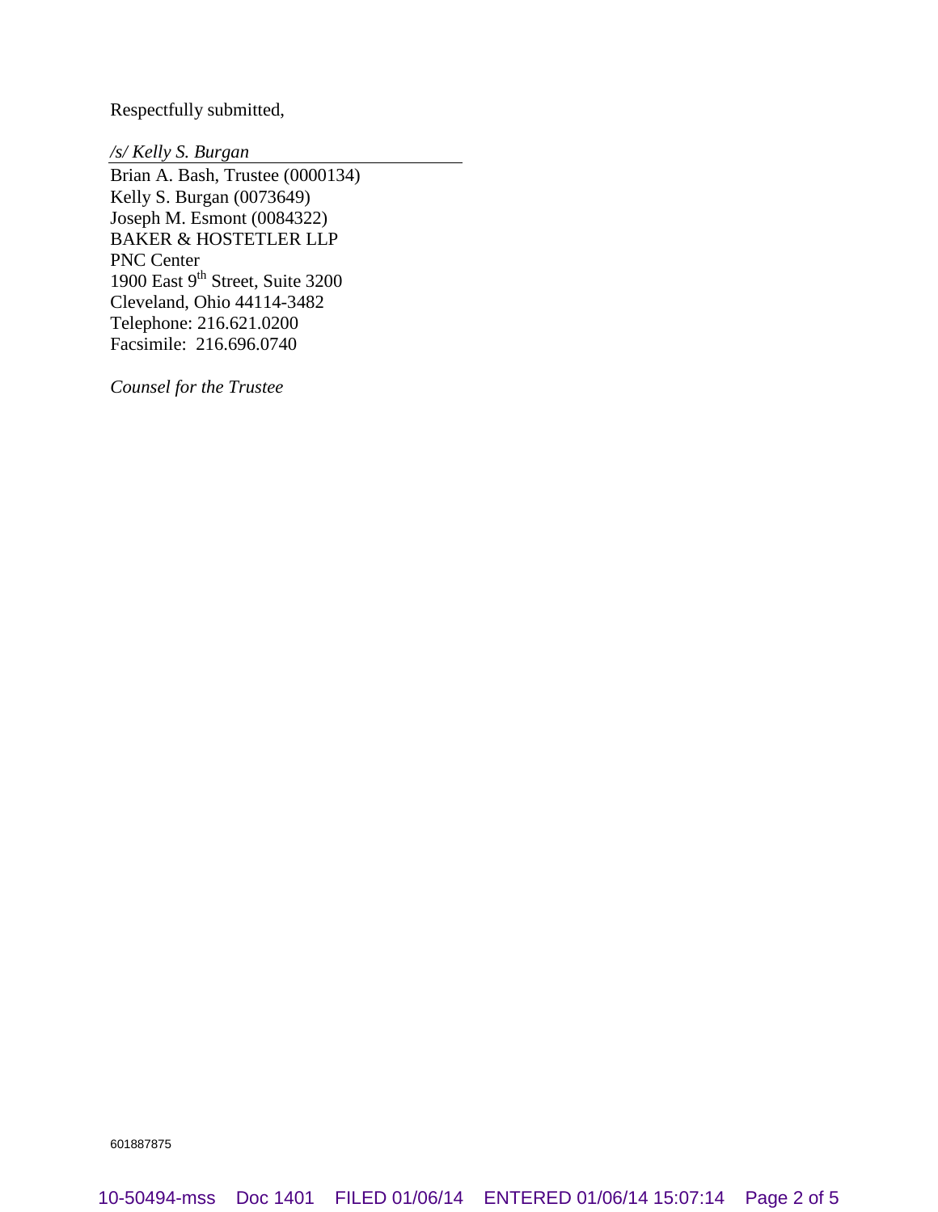Respectfully submitted,

*/s/ Kelly S. Burgan*

Brian A. Bash, Trustee (0000134)
Kelly S. Burgan (0073649)
Joseph M. Esmont (0084322)
BAKER & HOSTETLER LLP
PNC Center
1900 East 9th Street, Suite 3200
Cleveland, Ohio 44114-3482
Telephone: 216.621.0200
Facsimile: 216.696.0740

*Counsel for the Trustee*

601887875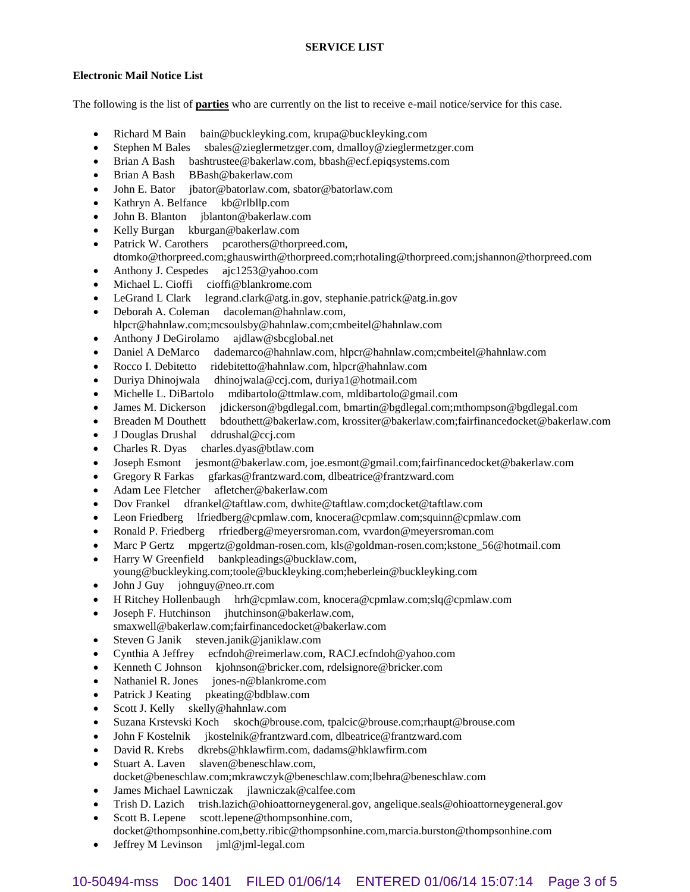**SERVICE LIST**

**Electronic Mail Notice List**

The following is the list of **parties** who are currently on the list to receive e-mail notice/service for this case.

- Richard M Bain bain@buckleyking.com, krupa@buckleyking.com
- Stephen M Bales sbales@zieglermetzger.com, dmalloy@zieglermetzger.com
- Brian A Bash bashtrustee@bakerlaw.com, bbash@ecf.epiqsystems.com
- Brian A Bash BBash@bakerlaw.com
- John E. Bator jbator@batorlaw.com, sbator@batorlaw.com
- Kathryn A. Belfance kb@rlbllp.com
- John B. Blanton jblanton@bakerlaw.com
- Kelly Burgan kburgan@bakerlaw.com
- Patrick W. Carothers pcarothers@thorpreed.com, dtomko@thorpreed.com;ghauswirth@thorpreed.com;rhotaling@thorpreed.com;jshannon@thorpreed.com
- Anthony J. Cespedes ajc1253@yahoo.com
- Michael L. Cioffi cioffi@blankrome.com
- LeGrand L Clark legrand.clark@atg.in.gov, stephanie.patrick@atg.in.gov
- Deborah A. Coleman dacoleman@hahnlaw.com, hlpcr@hahnlaw.com;mcsoulsby@hahnlaw.com;cmbeitel@hahnlaw.com
- Anthony J DeGirolamo ajdlaw@sbcglobal.net
- Daniel A DeMarco dademarco@hahnlaw.com, hlpcr@hahnlaw.com;cmbeitel@hahnlaw.com
- Rocco I. Debitetto ridebitetto@hahnlaw.com, hlpcr@hahnlaw.com
- Duriya Dhinojwala dhinojwala@ccj.com, duriya1@hotmail.com
- Michelle L. DiBartolo mdibartolo@ttmlaw.com, mldibartolo@gmail.com
- James M. Dickerson jdickerson@bgdlegal.com, bmartin@bgdlegal.com;mthompson@bgdlegal.com
- Breaden M Douthett bdouthett@bakerlaw.com, krossiter@bakerlaw.com;fairfinancedocket@bakerlaw.com
- J Douglas Drushal ddrushal@ccj.com
- Charles R. Dyas charles.dyas@btlaw.com
- Joseph Esmont jesmont@bakerlaw.com, joe.esmont@gmail.com;fairfinancedocket@bakerlaw.com
- Gregory R Farkas gfarkas@frantzward.com, dlbeatrice@frantzward.com
- Adam Lee Fletcher afletcher@bakerlaw.com
- Dov Frankel dfrankel@taftlaw.com, dwhite@taftlaw.com;docket@taftlaw.com
- Leon Friedberg lfriedberg@cpmlaw.com, knocera@cpmlaw.com;squinn@cpmlaw.com
- Ronald P. Friedberg rfriedberg@meyersroman.com, vvardon@meyersroman.com
- Marc P Gertz mpgertz@goldman-rosen.com, kls@goldman-rosen.com;kstone_56@hotmail.com
- Harry W Greenfield bankpleadings@bucklaw.com, young@buckleyking.com;toole@buckleyking.com;heberlein@buckleyking.com
- John J Guy johnguy@neo.rr.com
- H Ritchey Hollenbaugh hrh@cpmlaw.com, knocera@cpmlaw.com;slq@cpmlaw.com
- Joseph F. Hutchinson jhutchinson@bakerlaw.com, smaxwell@bakerlaw.com;fairfinancedocket@bakerlaw.com
- Steven G Janik steven.janik@janiklaw.com
- Cynthia A Jeffrey ecfndoh@reimerlaw.com, RACJ.ecfndoh@yahoo.com
- Kenneth C Johnson kjohnson@bricker.com, rdelsignore@bricker.com
- Nathaniel R. Jones jones-n@blankrome.com
- Patrick J Keating pkeating@bdblaw.com
- Scott J. Kelly skelly@hahnlaw.com
- Suzana Krstevski Koch skoch@brouse.com, tpalcic@brouse.com;rhaupt@brouse.com
- John F Kostelnik jkostelnik@frantzward.com, dlbeatrice@frantzward.com
- David R. Krebs dkrebs@hklawfirm.com, dadams@hklawfirm.com
- Stuart A. Laven slaven@beneschlaw.com, docket@beneschlaw.com;mkrawczyk@beneschlaw.com;lbehra@beneschlaw.com
- James Michael Lawniczak jlawniczak@calfee.com
- Trish D. Lazich trish.lazich@ohioattorneygeneral.gov, angelique.seals@ohioattorneygeneral.gov
- Scott B. Lepene scott.lepene@thompsonhine.com, docket@thompsonhine.com,betty.ribic@thompsonhine.com,marcia.burston@thompsonhine.com
- Jeffrey M Levinson jml@jml-legal.com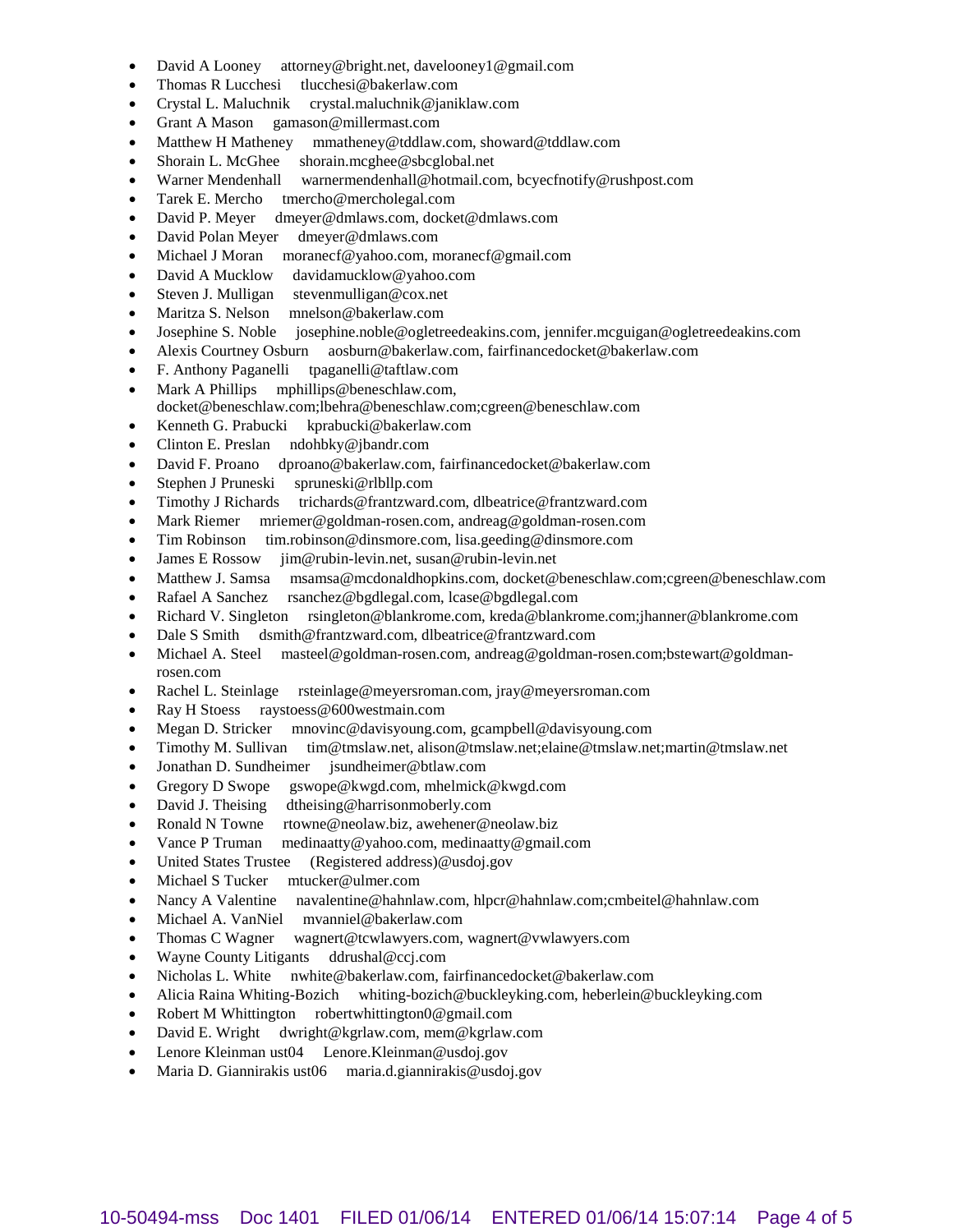- David A Looney attorney@bright.net, davelooney1@gmail.com
- Thomas R Lucchesi tlucchesi@bakerlaw.com
- Crystal L. Maluchnik crystal.maluchnik@janiklaw.com
- Grant A Mason gamason@millermast.com
- Matthew H Matheney mmatheney@tddlaw.com, showard@tddlaw.com
- Shorain L. McGhee shorain.mcghee@sbcglobal.net
- Warner Mendenhall warnermendenhall@hotmail.com, bcyecfnotify@rushpost.com
- Tarek E. Mercho tmercho@mercholegal.com
- David P. Meyer dmeyer@dmlaws.com, docket@dmlaws.com
- David Polan Meyer dmeyer@dmlaws.com
- Michael J Moran moranecf@yahoo.com, moranecf@gmail.com
- David A Mucklow davidamucklow@yahoo.com
- Steven J. Mulligan stevenmulligan@cox.net
- Maritza S. Nelson mnelson@bakerlaw.com
- Josephine S. Noble josephine.noble@ogletreedeakins.com, jennifer.mcguigan@ogletreedeakins.com
- Alexis Courtney Osburn aosburn@bakerlaw.com, fairfinancedocket@bakerlaw.com
- F. Anthony Paganelli tpaganelli@taftlaw.com
- Mark A Phillips mphillips@beneschlaw.com, docket@beneschlaw.com;lbehra@beneschlaw.com;cgreen@beneschlaw.com
- Kenneth G. Prabucki kprabucki@bakerlaw.com
- Clinton E. Preslan ndohbky@jbandr.com
- David F. Proano dproano@bakerlaw.com, fairfinancedocket@bakerlaw.com
- Stephen J Pruneski spruneski@rlbllp.com
- Timothy J Richards trichards@frantzward.com, dlbeatrice@frantzward.com
- Mark Riemer mriemer@goldman-rosen.com, andreag@goldman-rosen.com
- Tim Robinson tim.robinson@dinsmore.com, lisa.geeding@dinsmore.com
- James E Rossow jim@rubin-levin.net, susan@rubin-levin.net
- Matthew J. Samsa msamsa@mcdonaldhopkins.com, docket@beneschlaw.com;cgreen@beneschlaw.com
- Rafael A Sanchez rsanchez@bgdlegal.com, lcase@bgdlegal.com
- Richard V. Singleton rsingleton@blankrome.com, kreda@blankrome.com;jhanner@blankrome.com
- Dale S Smith dsmith@frantzward.com, dlbeatrice@frantzward.com
- Michael A. Steel masteel@goldman-rosen.com, andreag@goldman-rosen.com;bstewart@goldman-rosen.com
- Rachel L. Steinlage rsteinlage@meyersroman.com, jray@meyersroman.com
- Ray H Stoess raystoess@600westmain.com
- Megan D. Stricker mnovinc@davisyoung.com, gcampbell@davisyoung.com
- Timothy M. Sullivan tim@tmslaw.net, alison@tmslaw.net;elaine@tmslaw.net;martin@tmslaw.net
- Jonathan D. Sundheimer jsundheimer@btlaw.com
- Gregory D Swope gswope@kwgd.com, mhelmick@kwgd.com
- David J. Theising dtheising@harrisonmoberly.com
- Ronald N Towne rtowne@neolaw.biz, awehener@neolaw.biz
- Vance P Truman medinaatty@yahoo.com, medinaatty@gmail.com
- United States Trustee (Registered address)@usdoj.gov
- Michael S Tucker mtucker@ulmer.com
- Nancy A Valentine navalentine@hahnlaw.com, hlpcr@hahnlaw.com;cmbeitel@hahnlaw.com
- Michael A. VanNiel mvanniel@bakerlaw.com
- Thomas C Wagner wagnert@tcwlawyers.com, wagnert@vwlawyers.com
- Wayne County Litigants ddrushal@ccj.com
- Nicholas L. White nwhite@bakerlaw.com, fairfinancedocket@bakerlaw.com
- Alicia Raina Whiting-Bozich whiting-bozich@buckleyking.com, heberlein@buckleyking.com
- Robert M Whittington robertwhittington0@gmail.com
- David E. Wright dwright@kgrlaw.com, mem@kgrlaw.com
- Lenore Kleinman ust04 Lenore.Kleinman@usdoj.gov
- Maria D. Giannirakis ust06 maria.d.giannirakis@usdoj.gov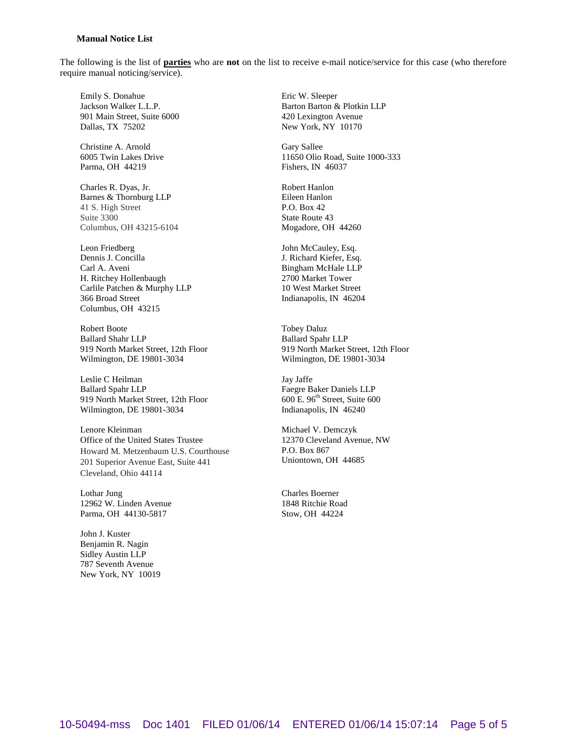**Manual Notice List**

The following is the list of **parties** who are **not** on the list to receive e-mail notice/service for this case (who therefore require manual noticing/service).

Emily S. Donahue
Jackson Walker L.L.P.
901 Main Street, Suite 6000
Dallas, TX 75202

Christine A. Arnold
6005 Twin Lakes Drive
Parma, OH 44219

Charles R. Dyas, Jr.
Barnes & Thornburg LLP
41 S. High Street
Suite 3300
Columbus, OH 43215-6104

Leon Friedberg
Dennis J. Concilla
Carl A. Aveni
H. Ritchey Hollenbaugh
Carlile Patchen & Murphy LLP
366 Broad Street
Columbus, OH 43215

Robert Boote
Ballard Shahr LLP
919 North Market Street, 12th Floor
Wilmington, DE 19801-3034

Leslie C Heilman
Ballard Spahr LLP
919 North Market Street, 12th Floor
Wilmington, DE 19801-3034

Lenore Kleinman
Office of the United States Trustee
Howard M. Metzenbaum U.S. Courthouse
201 Superior Avenue East, Suite 441
Cleveland, Ohio 44114

Lothar Jung
12962 W. Linden Avenue
Parma, OH 44130-5817

John J. Kuster
Benjamin R. Nagin
Sidley Austin LLP
787 Seventh Avenue
New York, NY 10019

Eric W. Sleeper
Barton Barton & Plotkin LLP
420 Lexington Avenue
New York, NY 10170

Gary Sallee
11650 Olio Road, Suite 1000-333
Fishers, IN 46037

Robert Hanlon
Eileen Hanlon
P.O. Box 42
State Route 43
Mogadore, OH 44260

John McCauley, Esq.
J. Richard Kiefer, Esq.
Bingham McHale LLP
2700 Market Tower
10 West Market Street
Indianapolis, IN 46204

Tobey Daluz
Ballard Spahr LLP
919 North Market Street, 12th Floor
Wilmington, DE 19801-3034

Jay Jaffe
Faegre Baker Daniels LLP
600 E. 96th Street, Suite 600
Indianapolis, IN 46240

Michael V. Demczyk
12370 Cleveland Avenue, NW
P.O. Box 867
Uniontown, OH 44685

Charles Boerner
1848 Ritchie Road
Stow, OH 44224